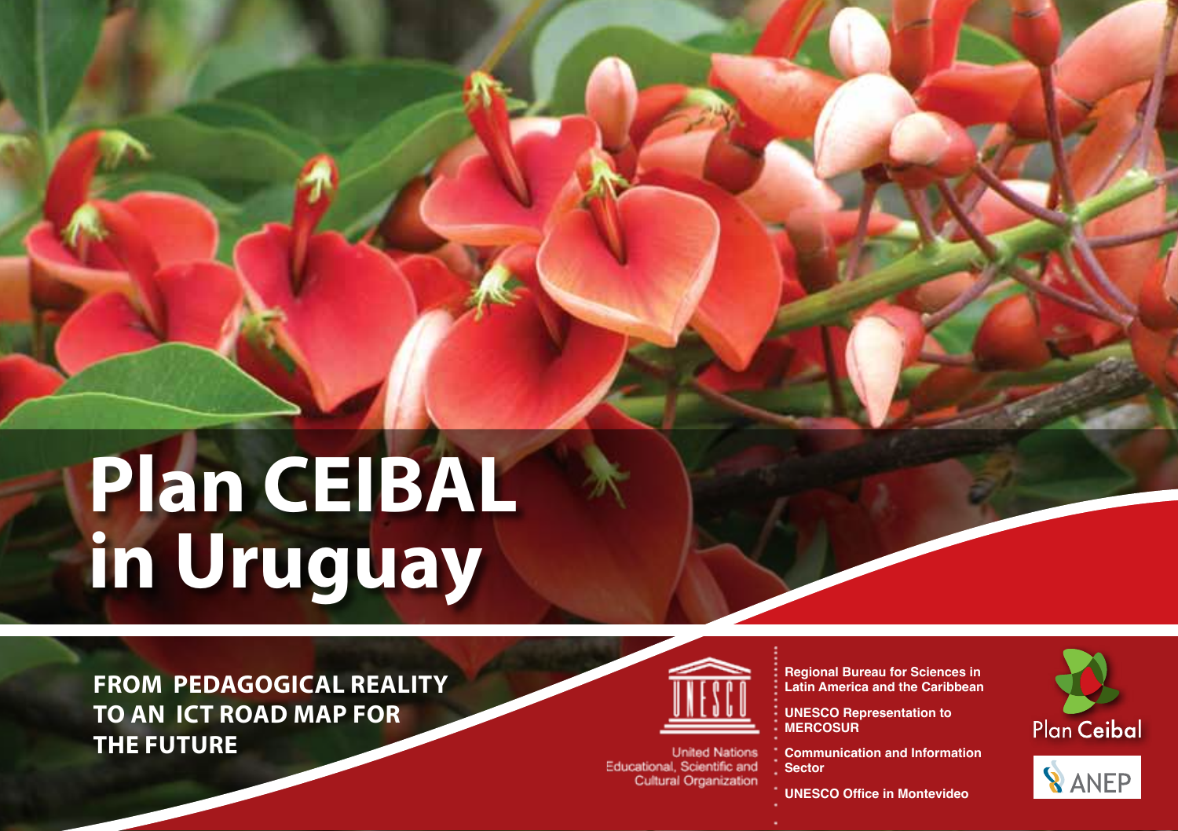# Plan CEIBAL in Uruguay

## FROM PEDAGOGICAL REALITY TO AN ICT ROAD MAP FOR THE FUTURE

United Nations Educational, Scientific and Cultural Organization

Regional Bureau for Sciences in Latin America and the Caribbean

UNESCO Representation to MERCOSUR

Communication and Information Sector

UNESCO Office in Montevideo

Plan Ceibal

ANEP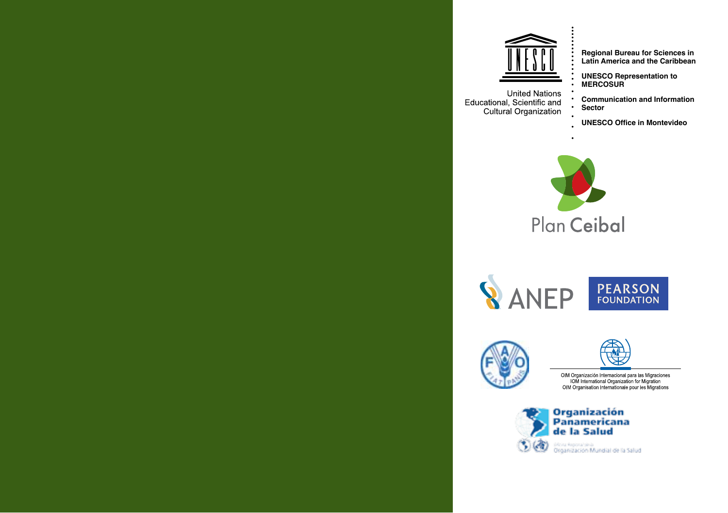United Nations
Educational, Scientific and
Cultural Organization

**Regional Bureau for Sciences in Latin America and the Caribbean**

**UNESCO Representation to MERCOSUR**

**Communication and Information Sector**

**UNESCO Office in Montevideo**

Plan Ceibal

ANEP

PEARSON FOUNDATION

OIM Organización Internacional para las Migraciones
IOM International Organization for Migration
OIM Organisation Internationale pour les Migrations

Organización Panamericana de la Salud

Oficina Regional de la
Organización Mundial de la Salud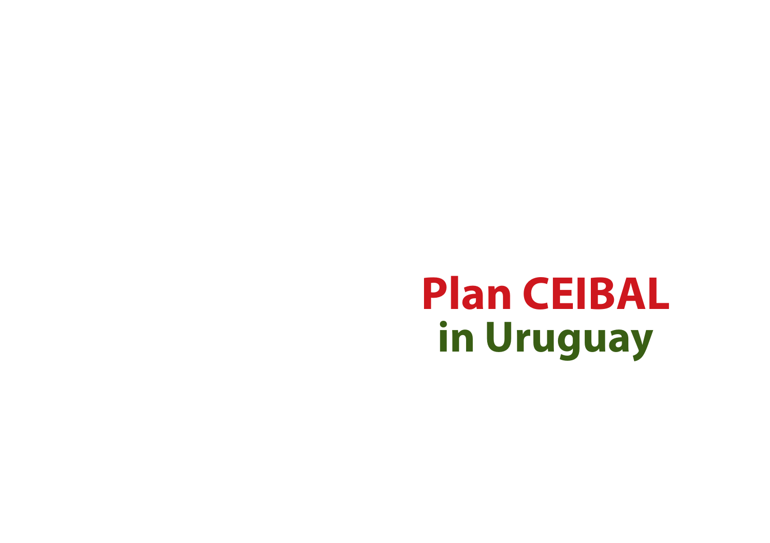# Plan CEIBAL in Uruguay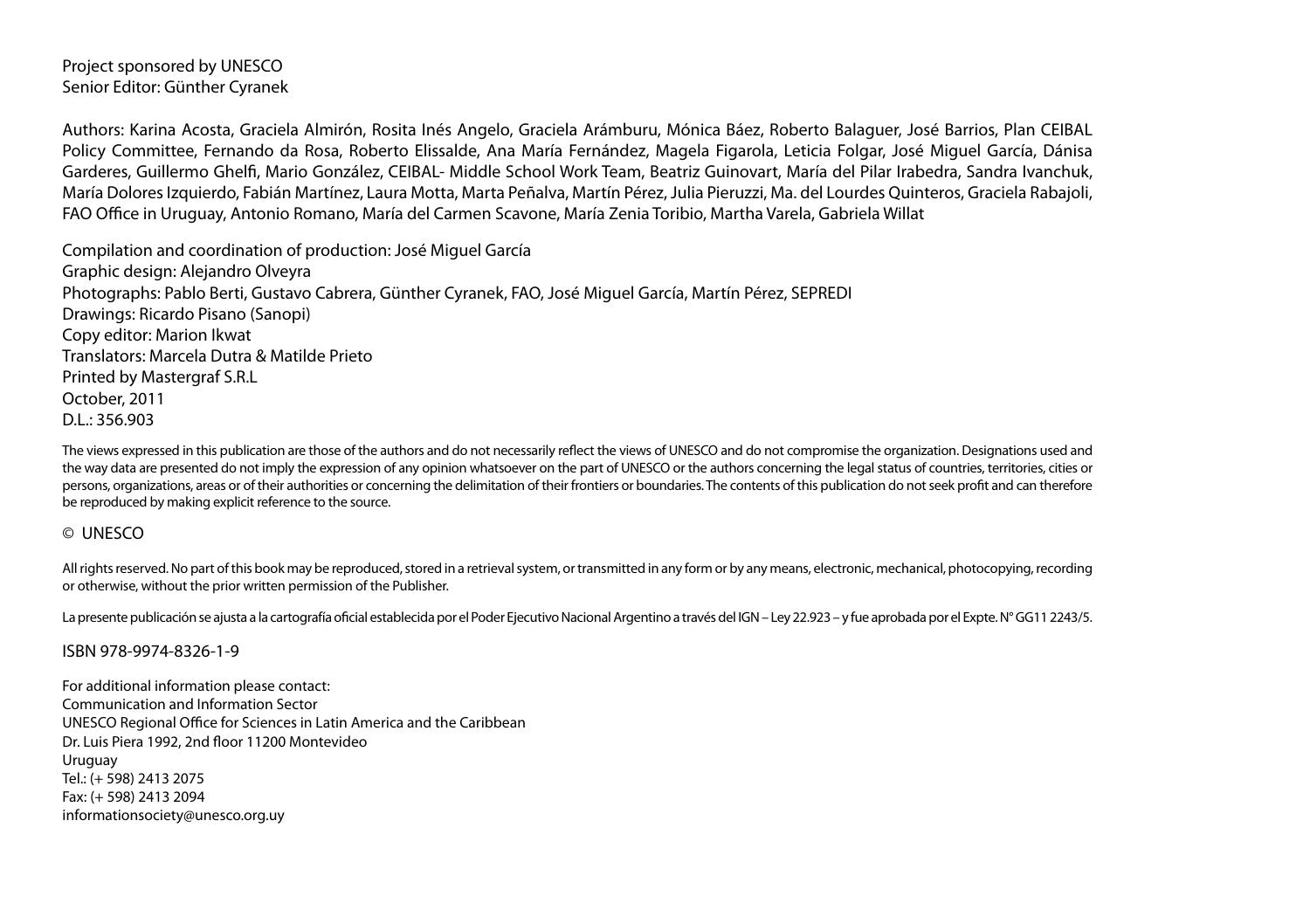Project sponsored by UNESCO
Senior Editor: Günther Cyranek

Authors: Karina Acosta, Graciela Almirón, Rosita Inés Angelo, Graciela Arámburu, Mónica Báez, Roberto Balaguer, José Barrios, Plan CEIBAL Policy Committee, Fernando da Rosa, Roberto Elissalde, Ana María Fernández, Magela Figarola, Leticia Folgar, José Miguel García, Dánisa Garderes, Guillermo Ghelfi, Mario González, CEIBAL- Middle School Work Team, Beatriz Guinovart, María del Pilar Irabedra, Sandra Ivanchuk, María Dolores Izquierdo, Fabián Martínez, Laura Motta, Marta Peñalva, Martín Pérez, Julia Pieruzzi, Ma. del Lourdes Quinteros, Graciela Rabajoli, FAO Office in Uruguay, Antonio Romano, María del Carmen Scavone, María Zenia Toribio, Martha Varela, Gabriela Willat

Compilation and coordination of production: José Miguel García
Graphic design: Alejandro Olveyra
Photographs: Pablo Berti, Gustavo Cabrera, Günther Cyranek, FAO, José Miguel García, Martín Pérez, SEPREDI
Drawings: Ricardo Pisano (Sanopi)
Copy editor: Marion Ikwat
Translators: Marcela Dutra & Matilde Prieto
Printed by Mastergraf S.R.L
October, 2011
D.L.: 356.903

The views expressed in this publication are those of the authors and do not necessarily reflect the views of UNESCO and do not compromise the organization. Designations used and the way data are presented do not imply the expression of any opinion whatsoever on the part of UNESCO or the authors concerning the legal status of countries, territories, cities or persons, organizations, areas or of their authorities or concerning the delimitation of their frontiers or boundaries. The contents of this publication do not seek profit and can therefore be reproduced by making explicit reference to the source.

© UNESCO

All rights reserved. No part of this book may be reproduced, stored in a retrieval system, or transmitted in any form or by any means, electronic, mechanical, photocopying, recording or otherwise, without the prior written permission of the Publisher.

La presente publicación se ajusta a la cartografía oficial establecida por el Poder Ejecutivo Nacional Argentino a través del IGN – Ley 22.923 – y fue aprobada por el Expte. N° GG11 2243/5.

ISBN 978-9974-8326-1-9

For additional information please contact:
Communication and Information Sector
UNESCO Regional Office for Sciences in Latin America and the Caribbean
Dr. Luis Piera 1992, 2nd floor 11200 Montevideo
Uruguay
Tel.: (+ 598) 2413 2075
Fax: (+ 598) 2413 2094
informationsociety@unesco.org.uy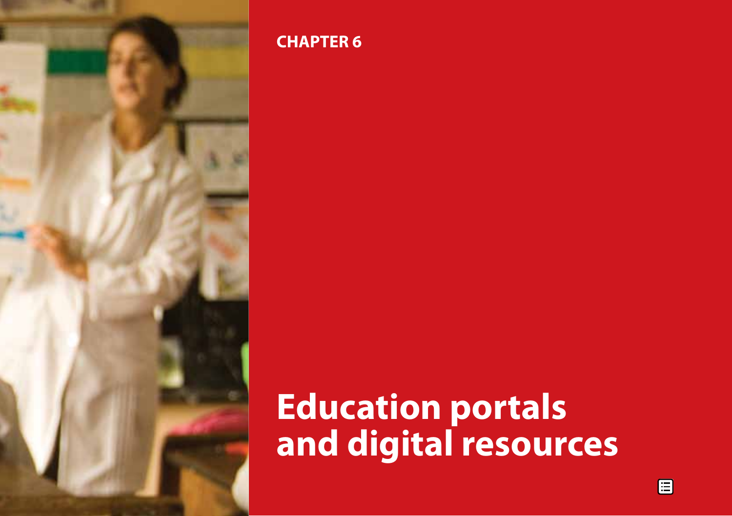CHAPTER 6

# Education portals and digital resources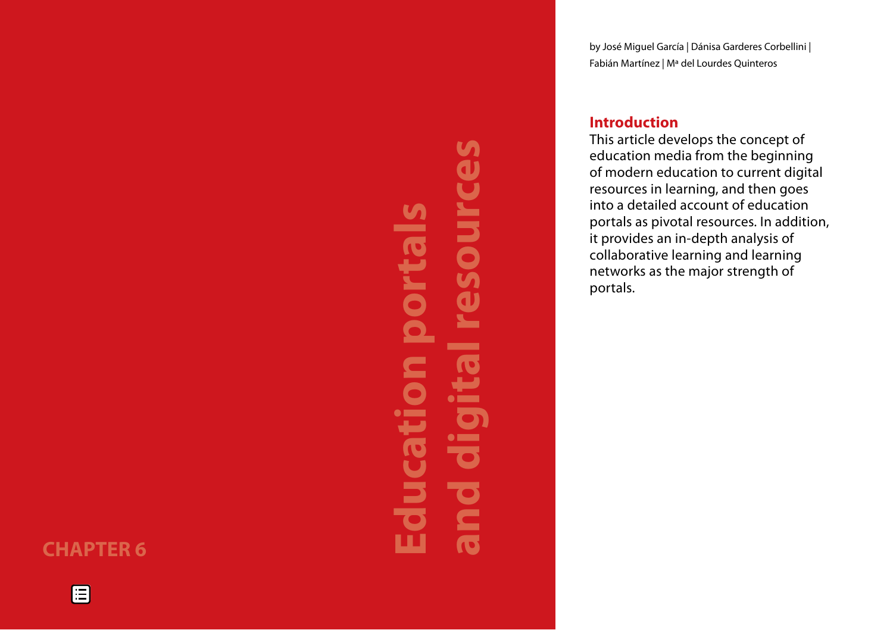CHAPTER 6

# Education portals and digital resources

by José Miguel García | Dánisa Garderes Corbellini | Fabián Martínez | Mª del Lourdes Quinteros

## Introduction

This article develops the concept of education media from the beginning of modern education to current digital resources in learning, and then goes into a detailed account of education portals as pivotal resources. In addition, it provides an in-depth analysis of collaborative learning and learning networks as the major strength of portals.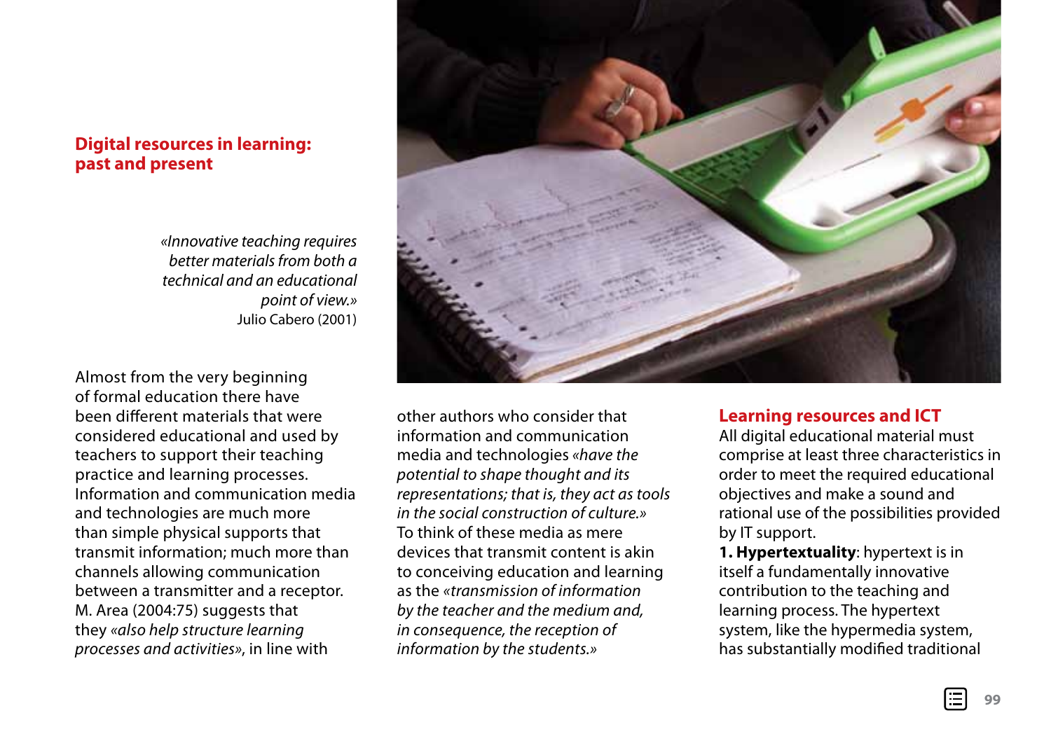## Digital resources in learning: past and present

> *«Innovative teaching requires better materials from both a technical and an educational point of view.»*
> Julio Cabero (2001)

Almost from the very beginning of formal education there have been different materials that were considered educational and used by teachers to support their teaching practice and learning processes. Information and communication media and technologies are much more than simple physical supports that transmit information; much more than channels allowing communication between a transmitter and a receptor. M. Area (2004:75) suggests that they *«also help structure learning processes and activities»*, in line with other authors who consider that information and communication media and technologies *«have the potential to shape thought and its representations; that is, they act as tools in the social construction of culture.»* To think of these media as mere devices that transmit content is akin to conceiving education and learning as the *«transmission of information by the teacher and the medium and, in consequence, the reception of information by the students.»*

### Learning resources and ICT

All digital educational material must comprise at least three characteristics in order to meet the required educational objectives and make a sound and rational use of the possibilities provided by IT support.

**1. Hypertextuality**: hypertext is in itself a fundamentally innovative contribution to the teaching and learning process. The hypertext system, like the hypermedia system, has substantially modified traditional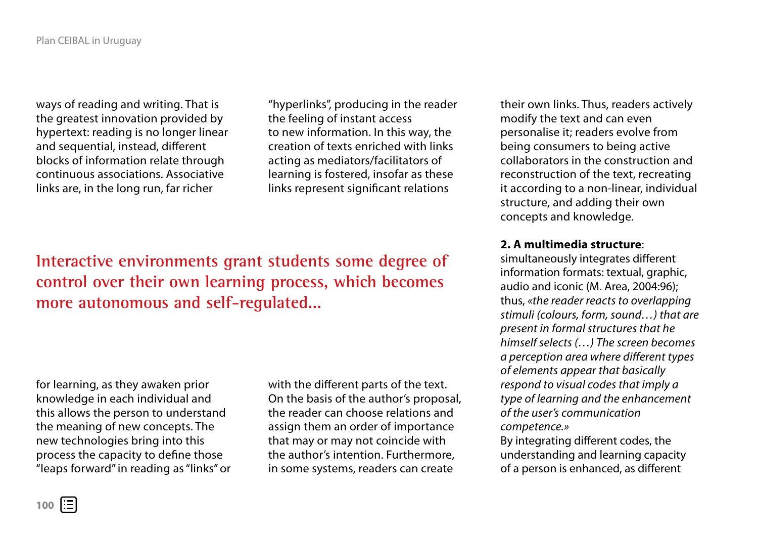ways of reading and writing. That is the greatest innovation provided by hypertext: reading is no longer linear and sequential, instead, different blocks of information relate through continuous associations. Associative links are, in the long run, far richer for learning, as they awaken prior knowledge in each individual and this allows the person to understand the meaning of new concepts. The new technologies bring into this process the capacity to define those "leaps forward" in reading as "links" or "hyperlinks", producing in the reader the feeling of instant access to new information. In this way, the creation of texts enriched with links acting as mediators/facilitators of learning is fostered, insofar as these links represent significant relations with the different parts of the text. On the basis of the author's proposal, the reader can choose relations and assign them an order of importance that may or may not coincide with the author's intention. Furthermore, in some systems, readers can create their own links. Thus, readers actively modify the text and can even personalise it; readers evolve from being consumers to being active collaborators in the construction and reconstruction of the text, recreating it according to a non-linear, individual structure, and adding their own concepts and knowledge.

**Interactive environments grant students some degree of control over their own learning process, which becomes more autonomous and self-regulated...**

**2. A multimedia structure**: simultaneously integrates different information formats: textual, graphic, audio and iconic (M. Area, 2004:96); thus, *«the reader reacts to overlapping stimuli (colours, form, sound…) that are present in formal structures that he himself selects (…) The screen becomes a perception area where different types of elements appear that basically respond to visual codes that imply a type of learning and the enhancement of the user's communication competence.»*

By integrating different codes, the understanding and learning capacity of a person is enhanced, as different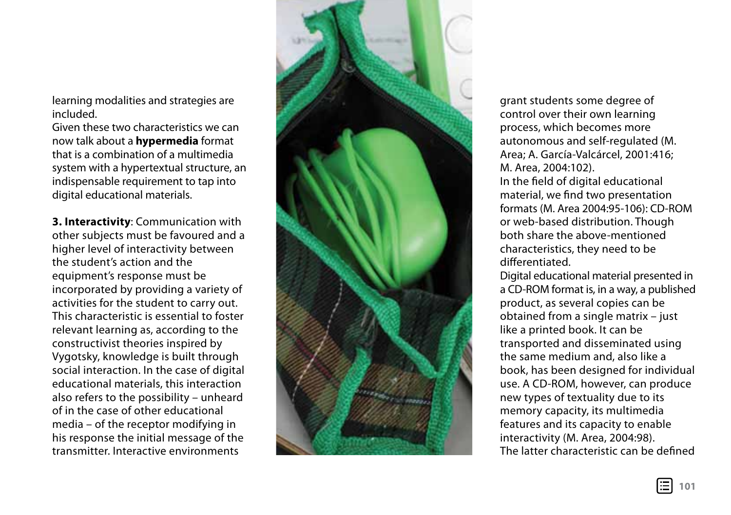learning modalities and strategies are included.

Given these two characteristics we can now talk about a **hypermedia** format that is a combination of a multimedia system with a hypertextual structure, an indispensable requirement to tap into digital educational materials.

**3. Interactivity**: Communication with other subjects must be favoured and a higher level of interactivity between the student's action and the equipment's response must be incorporated by providing a variety of activities for the student to carry out. This characteristic is essential to foster relevant learning as, according to the constructivist theories inspired by Vygotsky, knowledge is built through social interaction. In the case of digital educational materials, this interaction also refers to the possibility – unheard of in the case of other educational media – of the receptor modifying in his response the initial message of the transmitter. Interactive environments grant students some degree of control over their own learning process, which becomes more autonomous and self-regulated (M. Area; A. García-Valcárcel, 2001:416; M. Area, 2004:102).

In the field of digital educational material, we find two presentation formats (M. Area 2004:95-106): CD-ROM or web-based distribution. Though both share the above-mentioned characteristics, they need to be differentiated.

Digital educational material presented in a CD-ROM format is, in a way, a published product, as several copies can be obtained from a single matrix – just like a printed book. It can be transported and disseminated using the same medium and, also like a book, has been designed for individual use. A CD-ROM, however, can produce new types of textuality due to its memory capacity, its multimedia features and its capacity to enable interactivity (M. Area, 2004:98).

The latter characteristic can be defined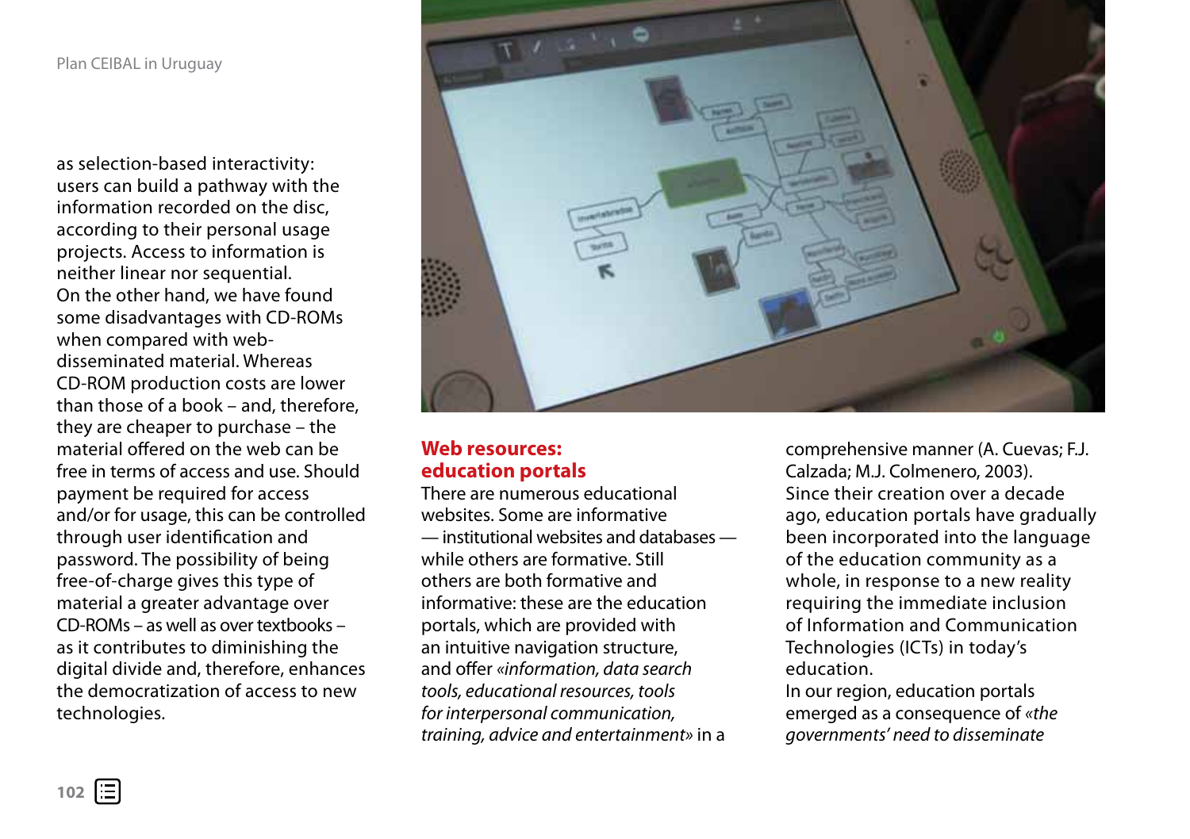as selection-based interactivity: users can build a pathway with the information recorded on the disc, according to their personal usage projects. Access to information is neither linear nor sequential.
On the other hand, we have found some disadvantages with CD-ROMs when compared with web-disseminated material. Whereas CD-ROM production costs are lower than those of a book – and, therefore, they are cheaper to purchase – the material offered on the web can be free in terms of access and use. Should payment be required for access and/or for usage, this can be controlled through user identification and password. The possibility of being free-of-charge gives this type of material a greater advantage over CD-ROMs – as well as over textbooks – as it contributes to diminishing the digital divide and, therefore, enhances the democratization of access to new technologies.

## Web resources: education portals

There are numerous educational websites. Some are informative — institutional websites and databases — while others are formative. Still others are both formative and informative: these are the education portals, which are provided with an intuitive navigation structure, and offer «*information, data search tools, educational resources, tools for interpersonal communication, training, advice and entertainment*» in a comprehensive manner (A. Cuevas; F.J. Calzada; M.J. Colmenero, 2003).
Since their creation over a decade ago, education portals have gradually been incorporated into the language of the education community as a whole, in response to a new reality requiring the immediate inclusion of Information and Communication Technologies (ICTs) in today's education.
In our region, education portals emerged as a consequence of «*the governments' need to disseminate*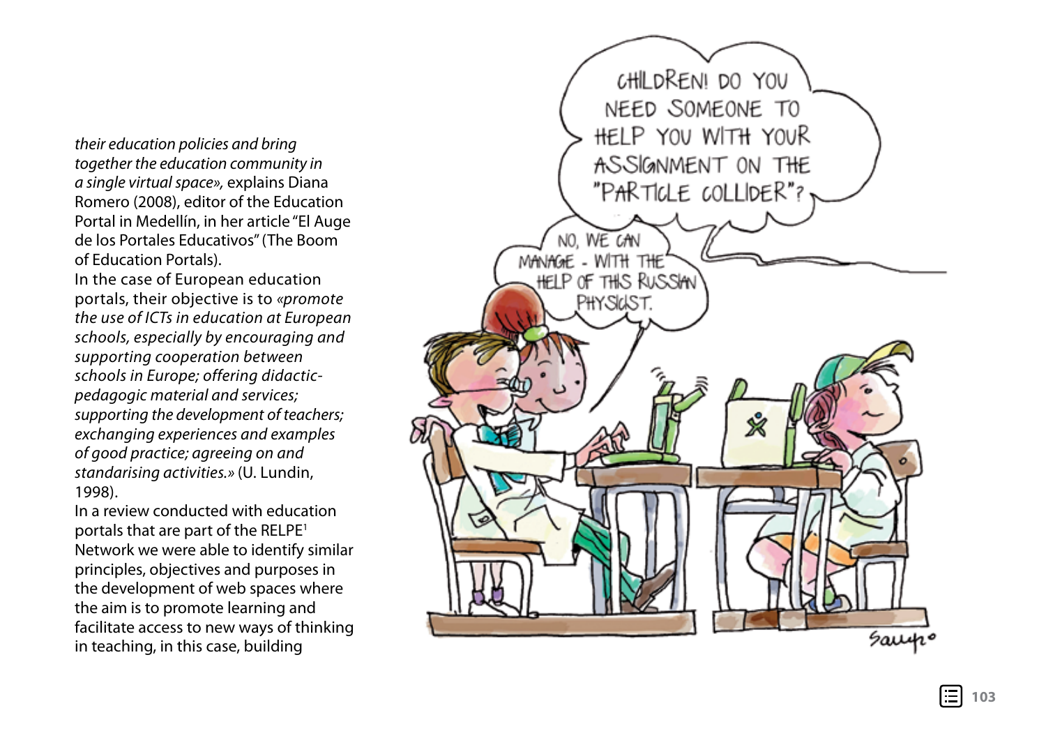*their education policies and bring together the education community in a single virtual space»,* explains Diana Romero (2008), editor of the Education Portal in Medellín, in her article "El Auge de los Portales Educativos" (The Boom of Education Portals).

In the case of European education portals, their objective is to *«promote the use of ICTs in education at European schools, especially by encouraging and supporting cooperation between schools in Europe; offering didactic-pedagogic material and services; supporting the development of teachers; exchanging experiences and examples of good practice; agreeing on and standarising activities.»* (U. Lundin, 1998).

In a review conducted with education portals that are part of the RELPE[1] Network we were able to identify similar principles, objectives and purposes in the development of web spaces where the aim is to promote learning and facilitate access to new ways of thinking in teaching, in this case, building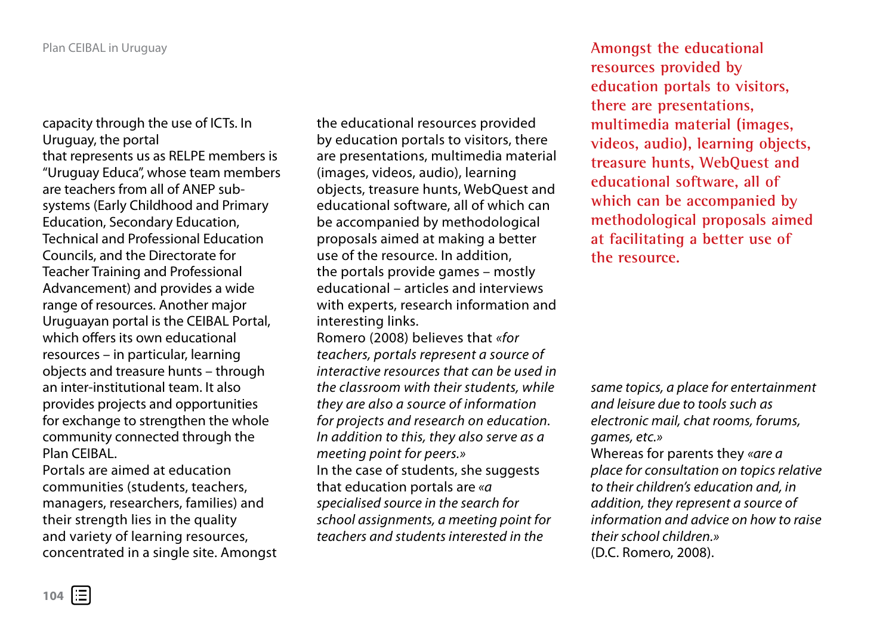capacity through the use of ICTs. In Uruguay, the portal that represents us as RELPE members is "Uruguay Educa", whose team members are teachers from all of ANEP sub-systems (Early Childhood and Primary Education, Secondary Education, Technical and Professional Education Councils, and the Directorate for Teacher Training and Professional Advancement) and provides a wide range of resources. Another major Uruguayan portal is the CEIBAL Portal, which offers its own educational resources – in particular, learning objects and treasure hunts – through an inter-institutional team. It also provides projects and opportunities for exchange to strengthen the whole community connected through the Plan CEIBAL.

Portals are aimed at education communities (students, teachers, managers, researchers, families) and their strength lies in the quality and variety of learning resources, concentrated in a single site. Amongst the educational resources provided by education portals to visitors, there are presentations, multimedia material (images, videos, audio), learning objects, treasure hunts, WebQuest and educational software, all of which can be accompanied by methodological proposals aimed at making a better use of the resource. In addition, the portals provide games – mostly educational – articles and interviews with experts, research information and interesting links.

Romero (2008) believes that *«for teachers, portals represent a source of interactive resources that can be used in the classroom with their students, while they are also a source of information for projects and research on education. In addition to this, they also serve as a meeting point for peers.»*

In the case of students, she suggests that education portals are *«a specialised source in the search for school assignments, a meeting point for teachers and students interested in the same topics, a place for entertainment and leisure due to tools such as electronic mail, chat rooms, forums, games, etc.»*

Whereas for parents they *«are a place for consultation on topics relative to their children's education and, in addition, they represent a source of information and advice on how to raise their school children.»*
(D.C. Romero, 2008).

**Amongst the educational resources provided by education portals to visitors, there are presentations, multimedia material (images, videos, audio), learning objects, treasure hunts, WebQuest and educational software, all of which can be accompanied by methodological proposals aimed at facilitating a better use of the resource.**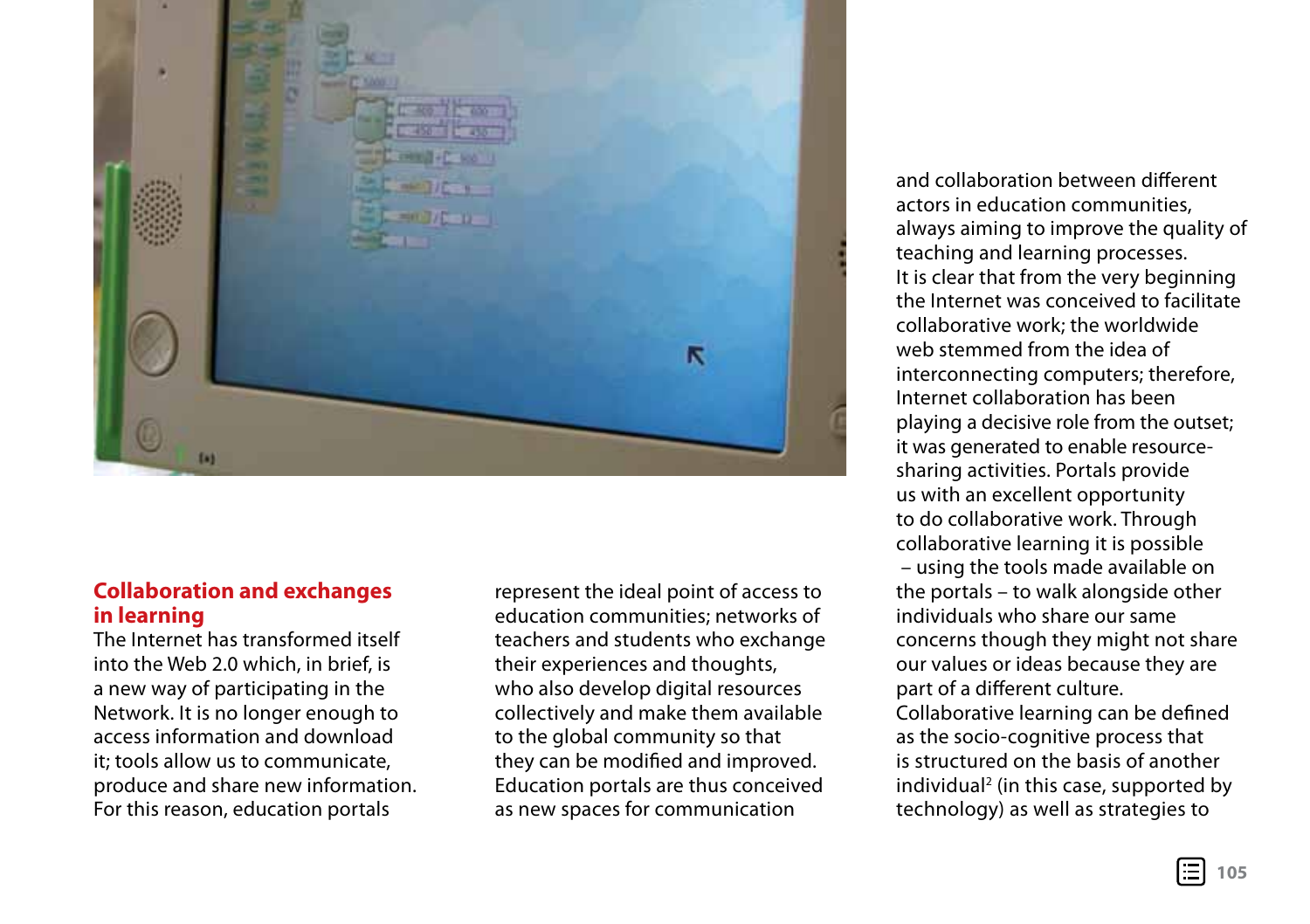## Collaboration and exchanges in learning

The Internet has transformed itself into the Web 2.0 which, in brief, is a new way of participating in the Network. It is no longer enough to access information and download it; tools allow us to communicate, produce and share new information. For this reason, education portals represent the ideal point of access to education communities; networks of teachers and students who exchange their experiences and thoughts, who also develop digital resources collectively and make them available to the global community so that they can be modified and improved. Education portals are thus conceived as new spaces for communication and collaboration between different actors in education communities, always aiming to improve the quality of teaching and learning processes.

It is clear that from the very beginning the Internet was conceived to facilitate collaborative work; the worldwide web stemmed from the idea of interconnecting computers; therefore, Internet collaboration has been playing a decisive role from the outset; it was generated to enable resource-sharing activities. Portals provide us with an excellent opportunity to do collaborative work. Through collaborative learning it is possible – using the tools made available on the portals – to walk alongside other individuals who share our same concerns though they might not share our values or ideas because they are part of a different culture.

Collaborative learning can be defined as the socio-cognitive process that is structured on the basis of another individual[2] (in this case, supported by technology) as well as strategies to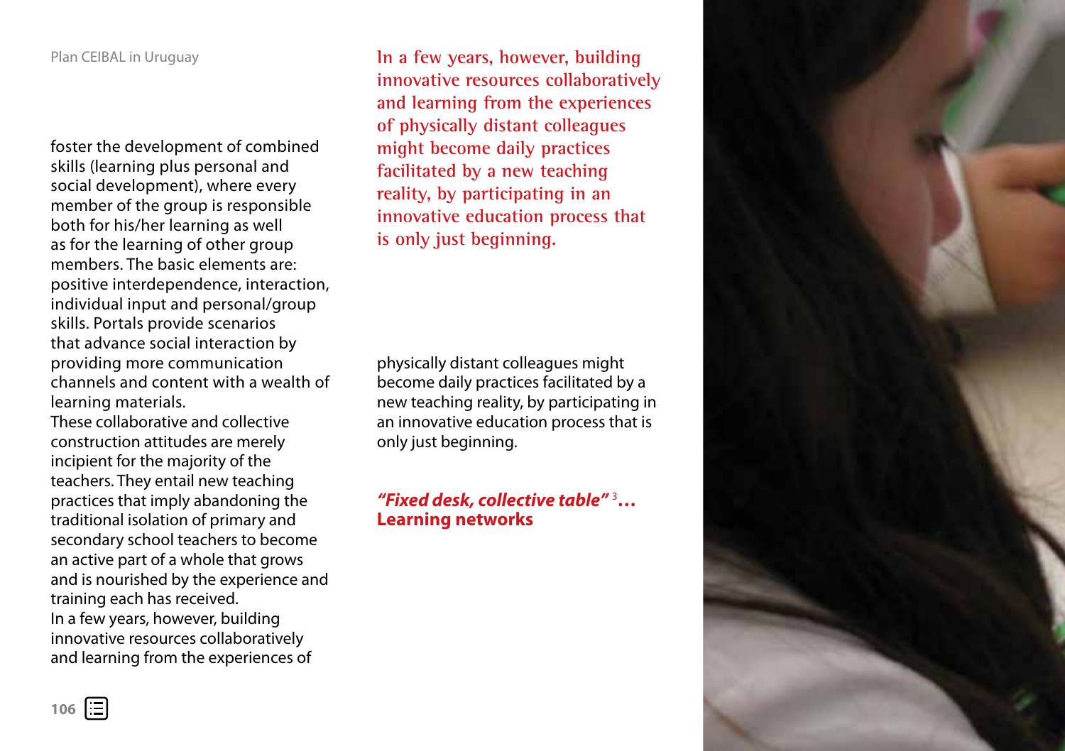foster the development of combined skills (learning plus personal and social development), where every member of the group is responsible both for his/her learning as well as for the learning of other group members. The basic elements are: positive interdependence, interaction, individual input and personal/group skills. Portals provide scenarios that advance social interaction by providing more communication channels and content with a wealth of learning materials.

These collaborative and collective construction attitudes are merely incipient for the majority of the teachers. They entail new teaching practices that imply abandoning the traditional isolation of primary and secondary school teachers to become an active part of a whole that grows and is nourished by the experience and training each has received.

In a few years, however, building innovative resources collaboratively and learning from the experiences of physically distant colleagues might become daily practices facilitated by a new teaching reality, by participating in an innovative education process that is only just beginning.

> In a few years, however, building innovative resources collaboratively and learning from the experiences of physically distant colleagues might become daily practices facilitated by a new teaching reality, by participating in an innovative education process that is only just beginning.

## *"Fixed desk, collective table"* [3]… Learning networks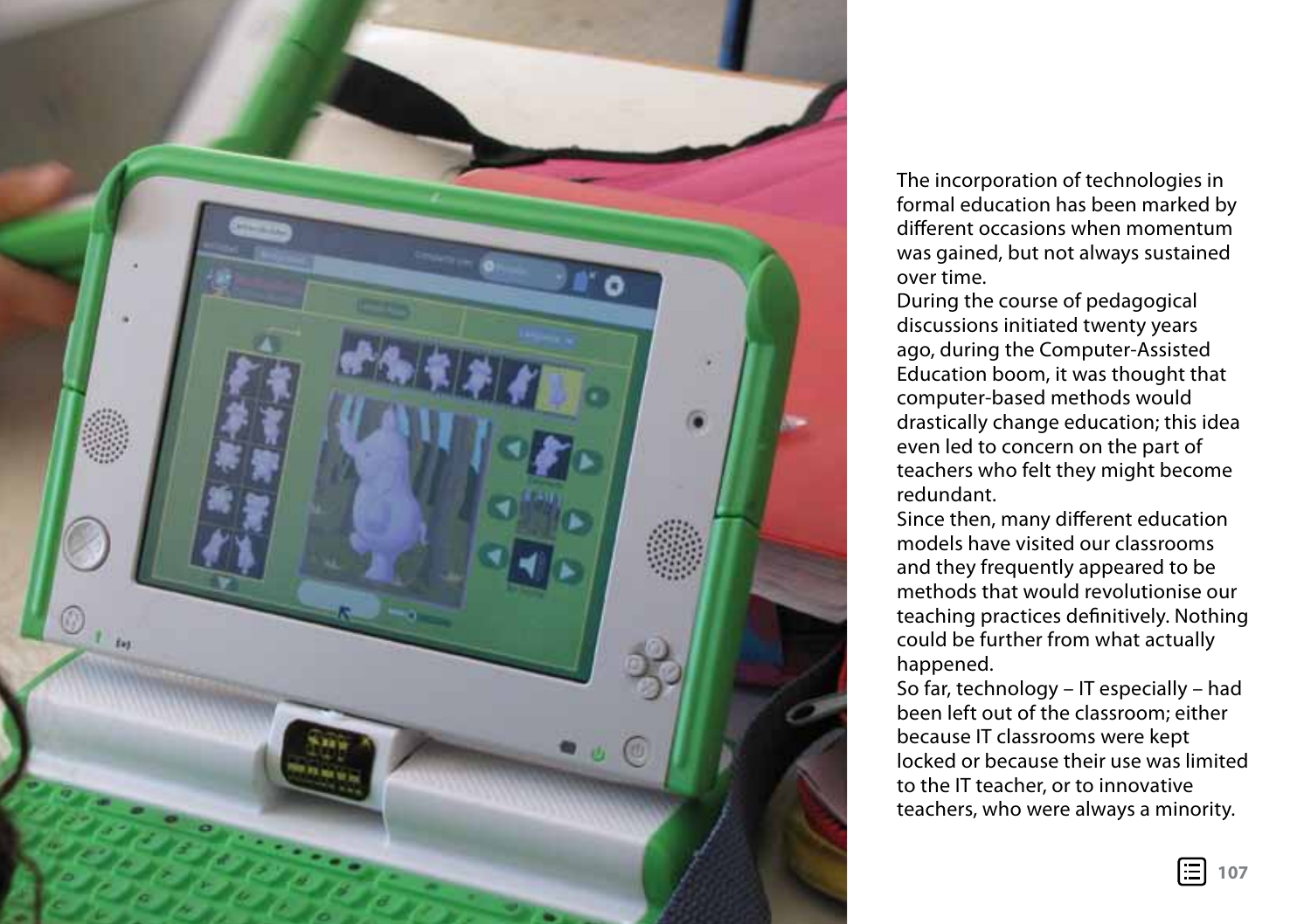The incorporation of technologies in formal education has been marked by different occasions when momentum was gained, but not always sustained over time.

During the course of pedagogical discussions initiated twenty years ago, during the Computer-Assisted Education boom, it was thought that computer-based methods would drastically change education; this idea even led to concern on the part of teachers who felt they might become redundant.

Since then, many different education models have visited our classrooms and they frequently appeared to be methods that would revolutionise our teaching practices definitively. Nothing could be further from what actually happened.

So far, technology – IT especially – had been left out of the classroom; either because IT classrooms were kept locked or because their use was limited to the IT teacher, or to innovative teachers, who were always a minority.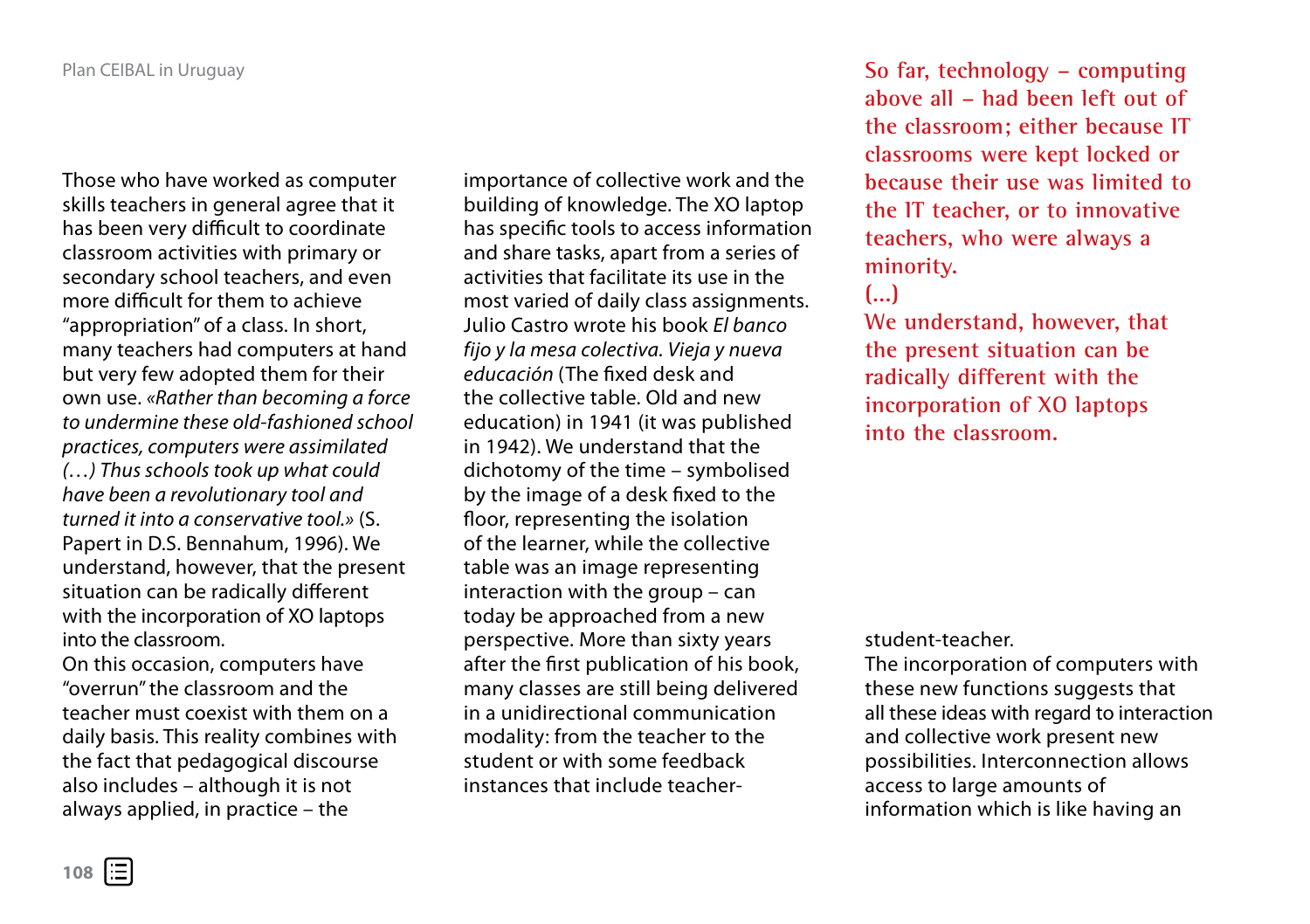Those who have worked as computer skills teachers in general agree that it has been very difficult to coordinate classroom activities with primary or secondary school teachers, and even more difficult for them to achieve "appropriation" of a class. In short, many teachers had computers at hand but very few adopted them for their own use. «*Rather than becoming a force to undermine these old-fashioned school practices, computers were assimilated (…) Thus schools took up what could have been a revolutionary tool and turned it into a conservative tool.*» (S. Papert in D.S. Bennahum, 1996). We understand, however, that the present situation can be radically different with the incorporation of XO laptops into the classroom.

On this occasion, computers have "overrun" the classroom and the teacher must coexist with them on a daily basis. This reality combines with the fact that pedagogical discourse also includes – although it is not always applied, in practice – the importance of collective work and the building of knowledge. The XO laptop has specific tools to access information and share tasks, apart from a series of activities that facilitate its use in the most varied of daily class assignments. Julio Castro wrote his book *El banco fijo y la mesa colectiva. Vieja y nueva educación* (The fixed desk and the collective table. Old and new education) in 1941 (it was published in 1942). We understand that the dichotomy of the time – symbolised by the image of a desk fixed to the floor, representing the isolation of the learner, while the collective table was an image representing interaction with the group – can today be approached from a new perspective. More than sixty years after the first publication of his book, many classes are still being delivered in a unidirectional communication modality: from the teacher to the student or with some feedback instances that include teacher-student-teacher.

The incorporation of computers with these new functions suggests that all these ideas with regard to interaction and collective work present new possibilities. Interconnection allows access to large amounts of information which is like having an

> So far, technology – computing above all – had been left out of the classroom; either because IT classrooms were kept locked or because their use was limited to the IT teacher, or to innovative teachers, who were always a minority.
> (...)
> We understand, however, that the present situation can be radically different with the incorporation of XO laptops into the classroom.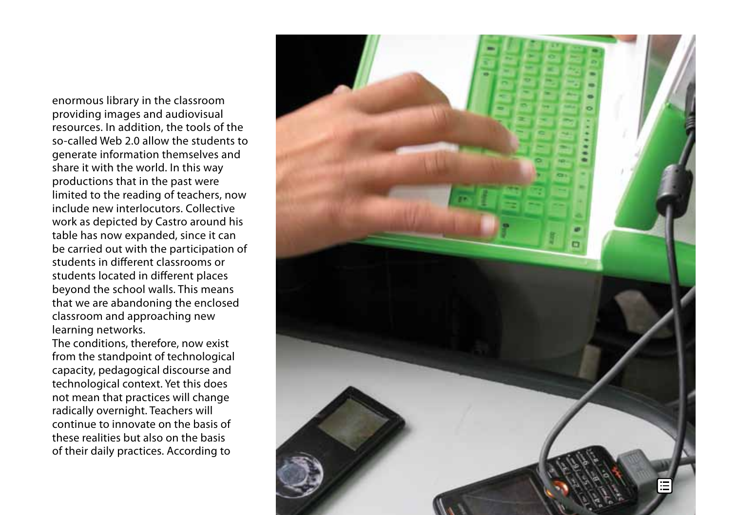enormous library in the classroom providing images and audiovisual resources. In addition, the tools of the so-called Web 2.0 allow the students to generate information themselves and share it with the world. In this way productions that in the past were limited to the reading of teachers, now include new interlocutors. Collective work as depicted by Castro around his table has now expanded, since it can be carried out with the participation of students in different classrooms or students located in different places beyond the school walls. This means that we are abandoning the enclosed classroom and approaching new learning networks.

The conditions, therefore, now exist from the standpoint of technological capacity, pedagogical discourse and technological context. Yet this does not mean that practices will change radically overnight. Teachers will continue to innovate on the basis of these realities but also on the basis of their daily practices. According to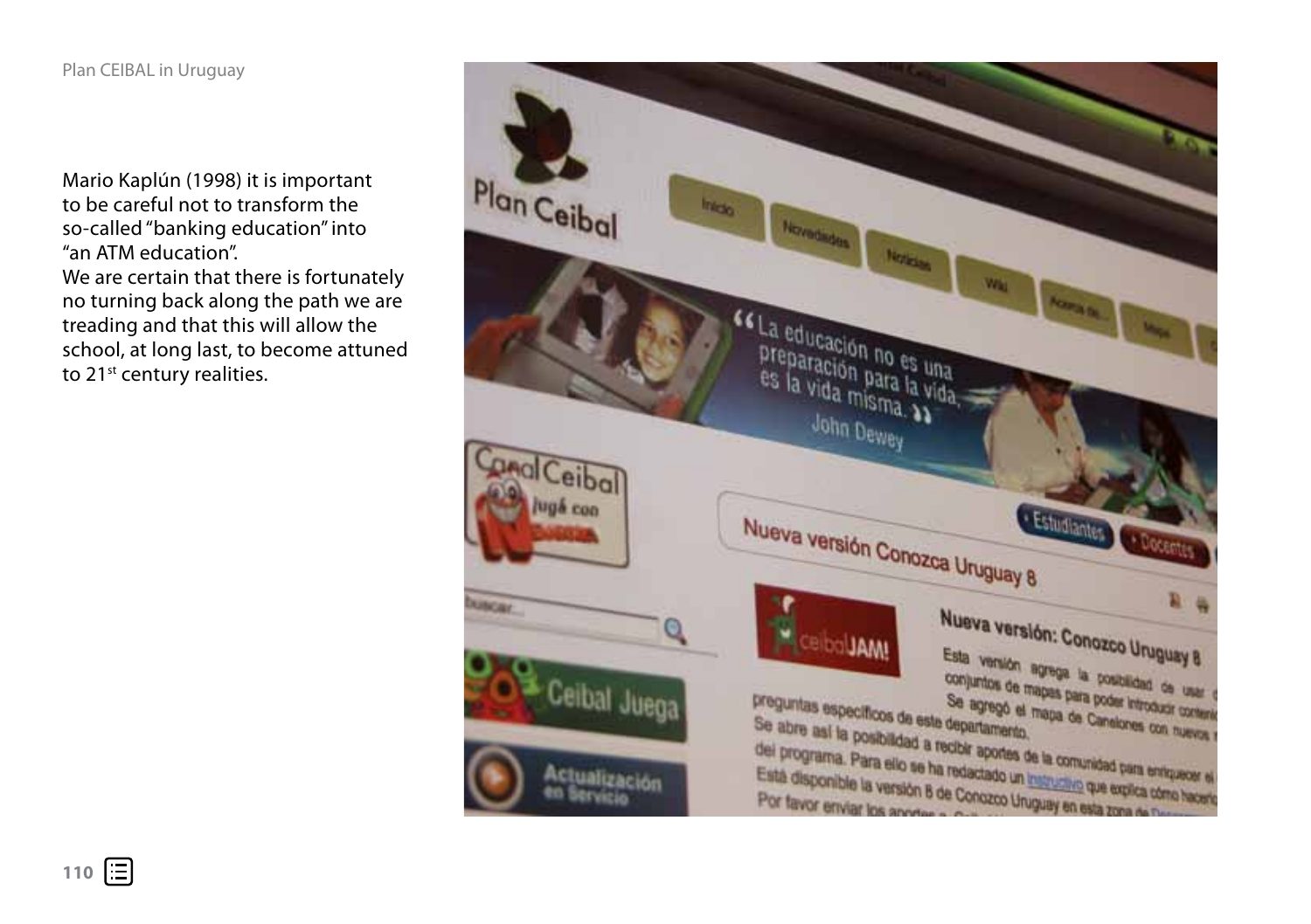Mario Kaplún (1998) it is important to be careful not to transform the so-called "banking education" into "an ATM education".

We are certain that there is fortunately no turning back along the path we are treading and that this will allow the school, at long last, to become attuned to 21st century realities.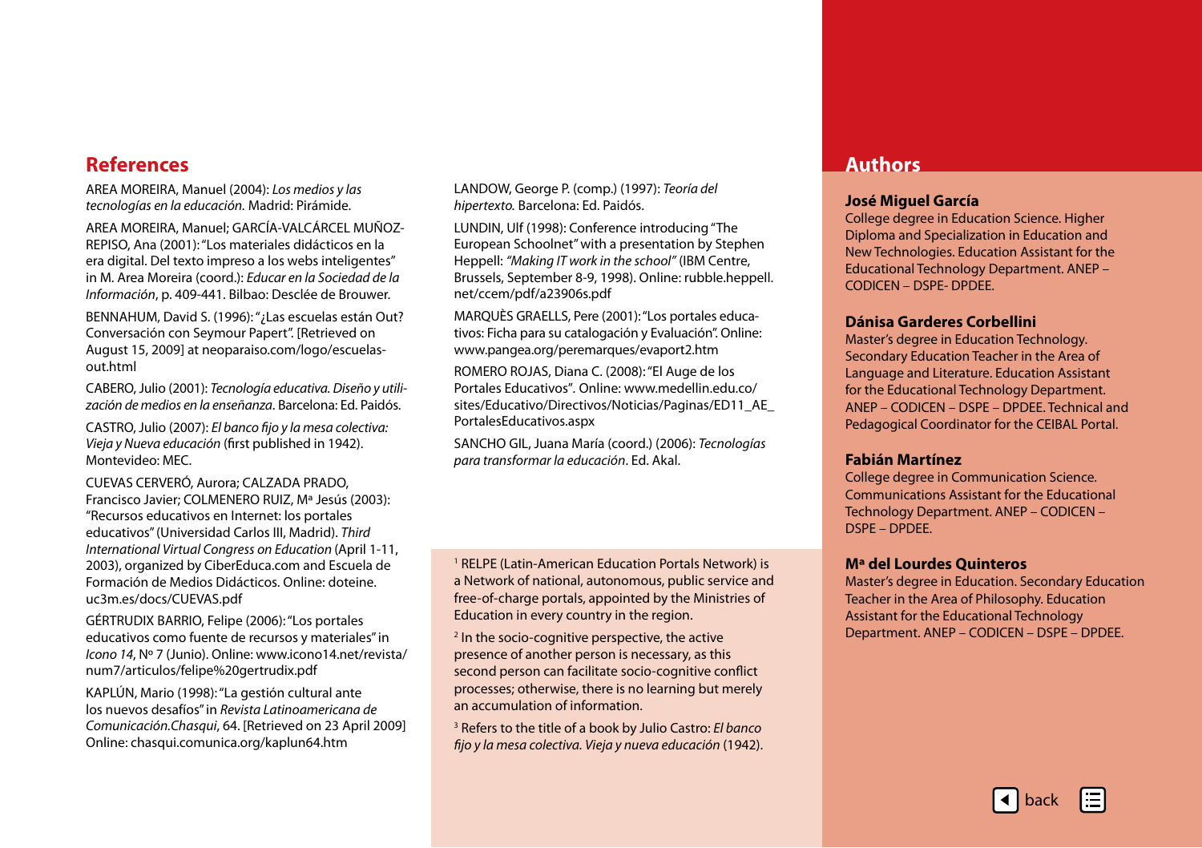## References

AREA MOREIRA, Manuel (2004): *Los medios y las tecnologías en la educación*. Madrid: Pirámide.

AREA MOREIRA, Manuel; GARCÍA-VALCÁRCEL MUÑOZ-REPISO, Ana (2001): "Los materiales didácticos en la era digital. Del texto impreso a los webs inteligentes" in M. Area Moreira (coord.): *Educar en la Sociedad de la Información*, p. 409-441. Bilbao: Desclée de Brouwer.

BENNAHUM, David S. (1996): "¿Las escuelas están Out? Conversación con Seymour Papert". [Retrieved on August 15, 2009] at neoparaiso.com/logo/escuelas-out.html

CABERO, Julio (2001): *Tecnología educativa. Diseño y utilización de medios en la enseñanza*. Barcelona: Ed. Paidós.

CASTRO, Julio (2007): *El banco fijo y la mesa colectiva: Vieja y Nueva educación* (first published in 1942). Montevideo: MEC.

CUEVAS CERVERÓ, Aurora; CALZADA PRADO, Francisco Javier; COLMENERO RUIZ, Mª Jesús (2003): "Recursos educativos en Internet: los portales educativos" (Universidad Carlos III, Madrid). *Third International Virtual Congress on Education* (April 1-11, 2003), organized by CiberEduca.com and Escuela de Formación de Medios Didácticos. Online: doteine.uc3m.es/docs/CUEVAS.pdf

GÉRTRUDIX BARRIO, Felipe (2006): "Los portales educativos como fuente de recursos y materiales" in *Icono 14*, Nº 7 (Junio). Online: www.icono14.net/revista/num7/articulos/felipe%20gertrudix.pdf

KAPLÚN, Mario (1998): "La gestión cultural ante los nuevos desafíos" in *Revista Latinoamericana de Comunicación.Chasqui*, 64. [Retrieved on 23 April 2009] Online: chasqui.comunica.org/kaplun64.htm

LANDOW, George P. (comp.) (1997): *Teoría del hipertexto.* Barcelona: Ed. Paidós.

LUNDIN, Ulf (1998): Conference introducing "The European Schoolnet" with a presentation by Stephen Heppell: *"Making IT work in the school"* (IBM Centre, Brussels, September 8-9, 1998). Online: rubble.heppell.net/ccem/pdf/a23906s.pdf

MARQUÈS GRAELLS, Pere (2001): "Los portales educativos: Ficha para su catalogación y Evaluación". Online: www.pangea.org/peremarques/evaport2.htm

ROMERO ROJAS, Diana C. (2008): "El Auge de los Portales Educativos". Online: www.medellin.edu.co/sites/Educativo/Directivos/Noticias/Paginas/ED11_AE_PortalesEducativos.aspx

SANCHO GIL, Juana María (coord.) (2006): *Tecnologías para transformar la educación*. Ed. Akal.

[1] RELPE (Latin-American Education Portals Network) is a Network of national, autonomous, public service and free-of-charge portals, appointed by the Ministries of Education in every country in the region.

[2] In the socio-cognitive perspective, the active presence of another person is necessary, as this second person can facilitate socio-cognitive conflict processes; otherwise, there is no learning but merely an accumulation of information.

[3] Refers to the title of a book by Julio Castro: *El banco fijo y la mesa colectiva. Vieja y nueva educación* (1942).

## Authors

### José Miguel García

College degree in Education Science. Higher Diploma and Specialization in Education and New Technologies. Education Assistant for the Educational Technology Department. ANEP – CODICEN – DSPE- DPDEE.

### Dánisa Garderes Corbellini

Master's degree in Education Technology. Secondary Education Teacher in the Area of Language and Literature. Education Assistant for the Educational Technology Department. ANEP – CODICEN – DSPE – DPDEE. Technical and Pedagogical Coordinator for the CEIBAL Portal.

### Fabián Martínez

College degree in Communication Science. Communications Assistant for the Educational Technology Department. ANEP – CODICEN – DSPE – DPDEE.

### Mª del Lourdes Quinteros

Master's degree in Education. Secondary Education Teacher in the Area of Philosophy. Education Assistant for the Educational Technology Department. ANEP – CODICEN – DSPE – DPDEE.